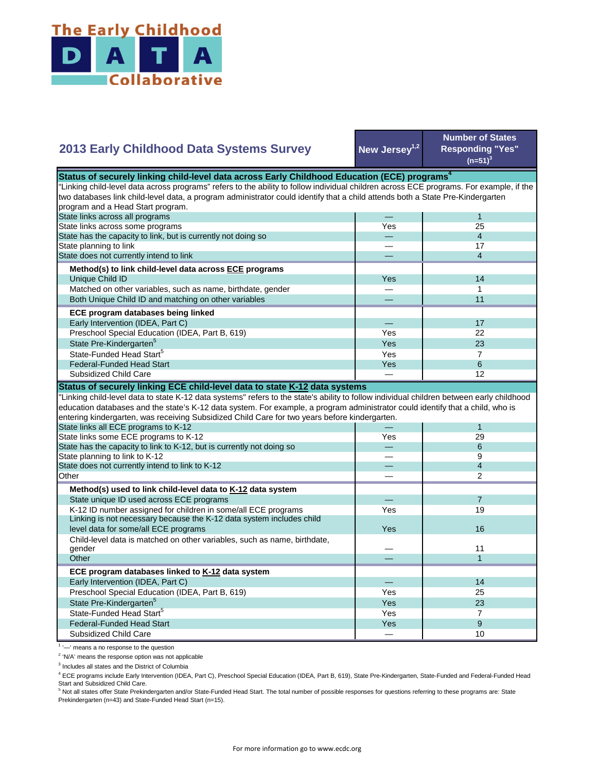# The Early Childhood DATA Collaborative

## 2013 Early Childhood Data Systems Survey

| 2013 Early Childhood Data Systems Survey | New Jersey[1,2] | Number of States Responding "Yes" (n=51)[3] |
|---|---|---|
| **Status of securely linking child-level data across Early Childhood Education (ECE) programs[4]** | | |
| "Linking child-level data across programs" refers to the ability to follow individual children across ECE programs. For example, if the two databases link child-level data, a program administrator could identify that a child attends both a State Pre-Kindergarten program and a Head Start program. | | |
| State links across all programs | — | 1 |
| State links across some programs | Yes | 25 |
| State has the capacity to link, but is currently not doing so | — | 4 |
| State planning to link | — | 17 |
| State does not currently intend to link | — | 4 |
| **Method(s) to link child-level data across ECE programs** | | |
| Unique Child ID | Yes | 14 |
| Matched on other variables, such as name, birthdate, gender | — | 1 |
| Both Unique Child ID and matching on other variables | — | 11 |
| **ECE program databases being linked** | | |
| Early Intervention (IDEA, Part C) | — | 17 |
| Preschool Special Education (IDEA, Part B, 619) | Yes | 22 |
| State Pre-Kindergarten[5] | Yes | 23 |
| State-Funded Head Start[5] | Yes | 7 |
| Federal-Funded Head Start | Yes | 6 |
| Subsidized Child Care | — | 12 |
| **Status of securely linking ECE child-level data to state K-12 data systems** | | |
| "Linking child-level data to state K-12 data systems" refers to the state's ability to follow individual children between early childhood education databases and the state's K-12 data system. For example, a program administrator could identify that a child, who is entering kindergarten, was receiving Subsidized Child Care for two years before kindergarten. | | |
| State links all ECE programs to K-12 | — | 1 |
| State links some ECE programs to K-12 | Yes | 29 |
| State has the capacity to link to K-12, but is currently not doing so | — | 6 |
| State planning to link to K-12 | — | 9 |
| State does not currently intend to link to K-12 | — | 4 |
| Other | — | 2 |
| **Method(s) used to link child-level data to K-12 data system** | | |
| State unique ID used across ECE programs | — | 7 |
| K-12 ID number assigned for children in some/all ECE programs | Yes | 19 |
| Linking is not necessary because the K-12 data system includes child level data for some/all ECE programs | Yes | 16 |
| Child-level data is matched on other variables, such as name, birthdate, gender | — | 11 |
| Other | — | 1 |
| **ECE program databases linked to K-12 data system** | | |
| Early Intervention (IDEA, Part C) | — | 14 |
| Preschool Special Education (IDEA, Part B, 619) | Yes | 25 |
| State Pre-Kindergarten[5] | Yes | 23 |
| State-Funded Head Start[5] | Yes | 7 |
| Federal-Funded Head Start | Yes | 9 |
| Subsidized Child Care | — | 10 |

[1] '—' means a no response to the question

[2] 'N/A' means the response option was not applicable

[3] Includes all states and the District of Columbia

[4] ECE programs include Early Intervention (IDEA, Part C), Preschool Special Education (IDEA, Part B, 619), State Pre-Kindergarten, State-Funded and Federal-Funded Head Start and Subsidized Child Care.

[5] Not all states offer State Prekindergarten and/or State-Funded Head Start. The total number of possible responses for questions referring to these programs are: State Prekindergarten (n=43) and State-Funded Head Start (n=15).

For more information go to www.ecdc.org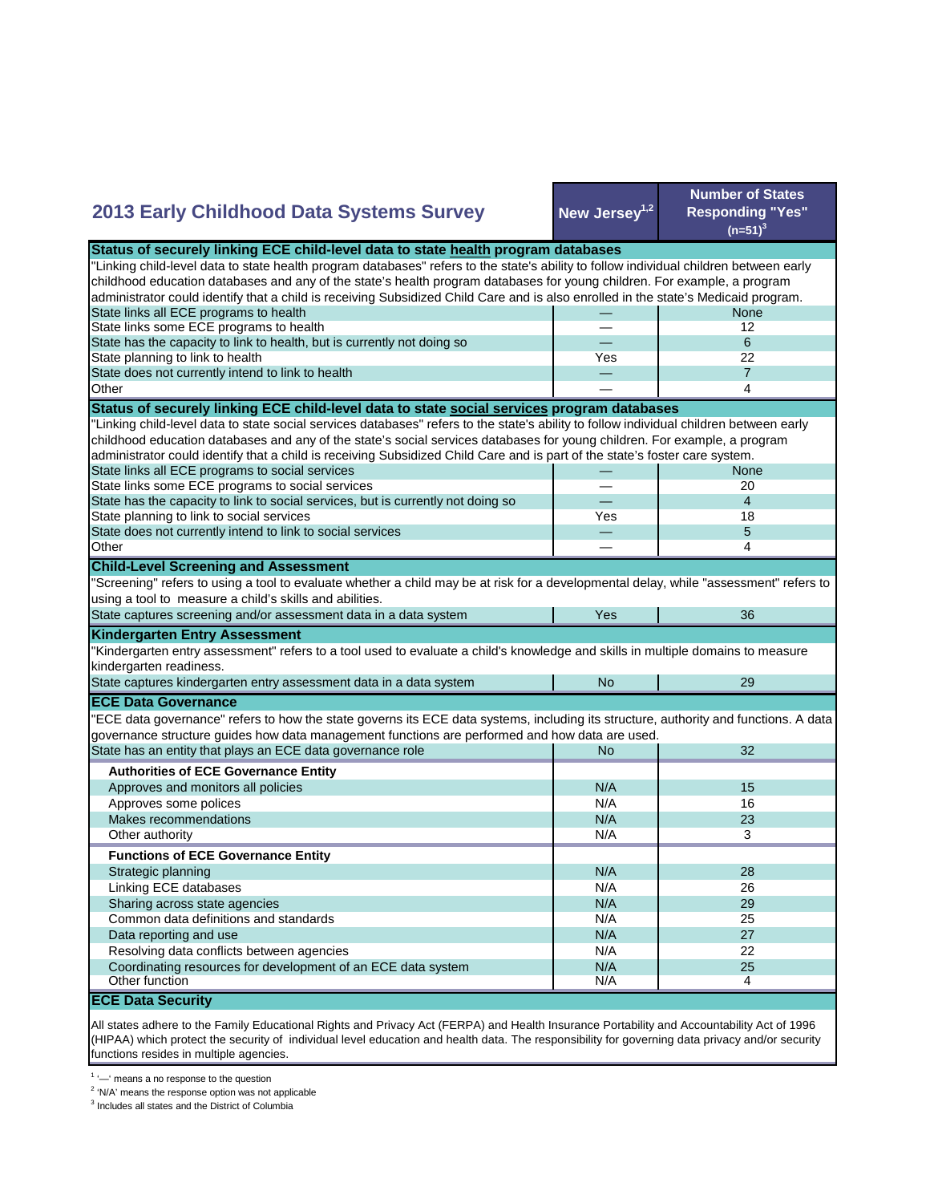## 2013 Early Childhood Data Systems Survey

| | New Jersey[1,2] | Number of States Responding "Yes" (n=51)[3] |
|---|---|---|
| **Status of securely linking ECE child-level data to state health program databases** | | |
| "Linking child-level data to state health program databases" refers to the state's ability to follow individual children between early childhood education databases and any of the state's health program databases for young children. For example, a program administrator could identify that a child is receiving Subsidized Child Care and is also enrolled in the state's Medicaid program. | | |
| State links all ECE programs to health | — | None |
| State links some ECE programs to health | — | 12 |
| State has the capacity to link to health, but is currently not doing so | — | 6 |
| State planning to link to health | Yes | 22 |
| State does not currently intend to link to health | — | 7 |
| Other | — | 4 |
| **Status of securely linking ECE child-level data to state social services program databases** | | |
| "Linking child-level data to state social services databases" refers to the state's ability to follow individual children between early childhood education databases and any of the state's social services databases for young children. For example, a program administrator could identify that a child is receiving Subsidized Child Care and is part of the state's foster care system. | | |
| State links all ECE programs to social services | — | None |
| State links some ECE programs to social services | — | 20 |
| State has the capacity to link to social services, but is currently not doing so | — | 4 |
| State planning to link to social services | Yes | 18 |
| State does not currently intend to link to social services | — | 5 |
| Other | — | 4 |
| **Child-Level Screening and Assessment** | | |
| "Screening" refers to using a tool to evaluate whether a child may be at risk for a developmental delay, while "assessment" refers to using a tool to measure a child's skills and abilities. | | |
| State captures screening and/or assessment data in a data system | Yes | 36 |
| **Kindergarten Entry Assessment** | | |
| "Kindergarten entry assessment" refers to a tool used to evaluate a child's knowledge and skills in multiple domains to measure kindergarten readiness. | | |
| State captures kindergarten entry assessment data in a data system | No | 29 |
| **ECE Data Governance** | | |
| "ECE data governance" refers to how the state governs its ECE data systems, including its structure, authority and functions. A data governance structure guides how data management functions are performed and how data are used. | | |
| State has an entity that plays an ECE data governance role | No | 32 |
| **Authorities of ECE Governance Entity** | | |
| Approves and monitors all policies | N/A | 15 |
| Approves some polices | N/A | 16 |
| Makes recommendations | N/A | 23 |
| Other authority | N/A | 3 |
| **Functions of ECE Governance Entity** | | |
| Strategic planning | N/A | 28 |
| Linking ECE databases | N/A | 26 |
| Sharing across state agencies | N/A | 29 |
| Common data definitions and standards | N/A | 25 |
| Data reporting and use | N/A | 27 |
| Resolving data conflicts between agencies | N/A | 22 |
| Coordinating resources for development of an ECE data system | N/A | 25 |
| Other function | N/A | 4 |
| **ECE Data Security** | | |
| All states adhere to the Family Educational Rights and Privacy Act (FERPA) and Health Insurance Portability and Accountability Act of 1996 (HIPAA) which protect the security of individual level education and health data. The responsibility for governing data privacy and/or security functions resides in multiple agencies. | | |

[1] '—' means a no response to the question

[2] 'N/A' means the response option was not applicable

[3] Includes all states and the District of Columbia